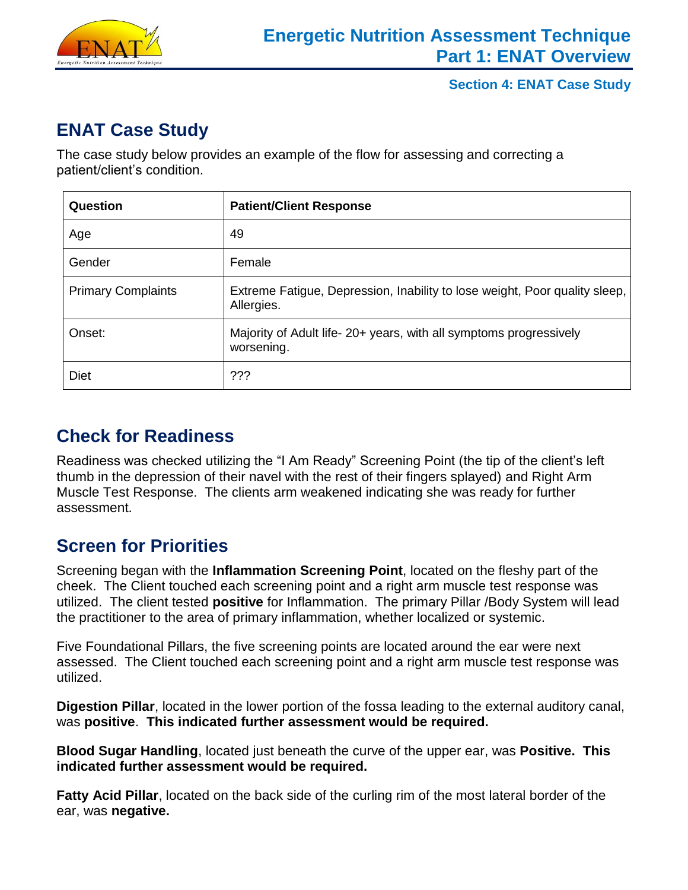# Energetic Nutrition Assessment Technique
## Part 1: ENAT Overview

**Section 4: ENAT Case Study**

## ENAT Case Study

The case study below provides an example of the flow for assessing and correcting a patient/client's condition.

| Question | Patient/Client Response |
| --- | --- |
| Age | 49 |
| Gender | Female |
| Primary Complaints | Extreme Fatigue, Depression, Inability to lose weight, Poor quality sleep, Allergies. |
| Onset: | Majority of Adult life- 20+ years, with all symptoms progressively worsening. |
| Diet | ??? |

## Check for Readiness

Readiness was checked utilizing the "I Am Ready" Screening Point (the tip of the client's left thumb in the depression of their navel with the rest of their fingers splayed) and Right Arm Muscle Test Response. The clients arm weakened indicating she was ready for further assessment.

## Screen for Priorities

Screening began with the **Inflammation Screening Point**, located on the fleshy part of the cheek. The Client touched each screening point and a right arm muscle test response was utilized. The client tested **positive** for Inflammation. The primary Pillar /Body System will lead the practitioner to the area of primary inflammation, whether localized or systemic.

Five Foundational Pillars, the five screening points are located around the ear were next assessed. The Client touched each screening point and a right arm muscle test response was utilized.

**Digestion Pillar**, located in the lower portion of the fossa leading to the external auditory canal, was **positive**. **This indicated further assessment would be required.**

**Blood Sugar Handling**, located just beneath the curve of the upper ear, was **Positive. This indicated further assessment would be required.**

**Fatty Acid Pillar**, located on the back side of the curling rim of the most lateral border of the ear, was **negative.**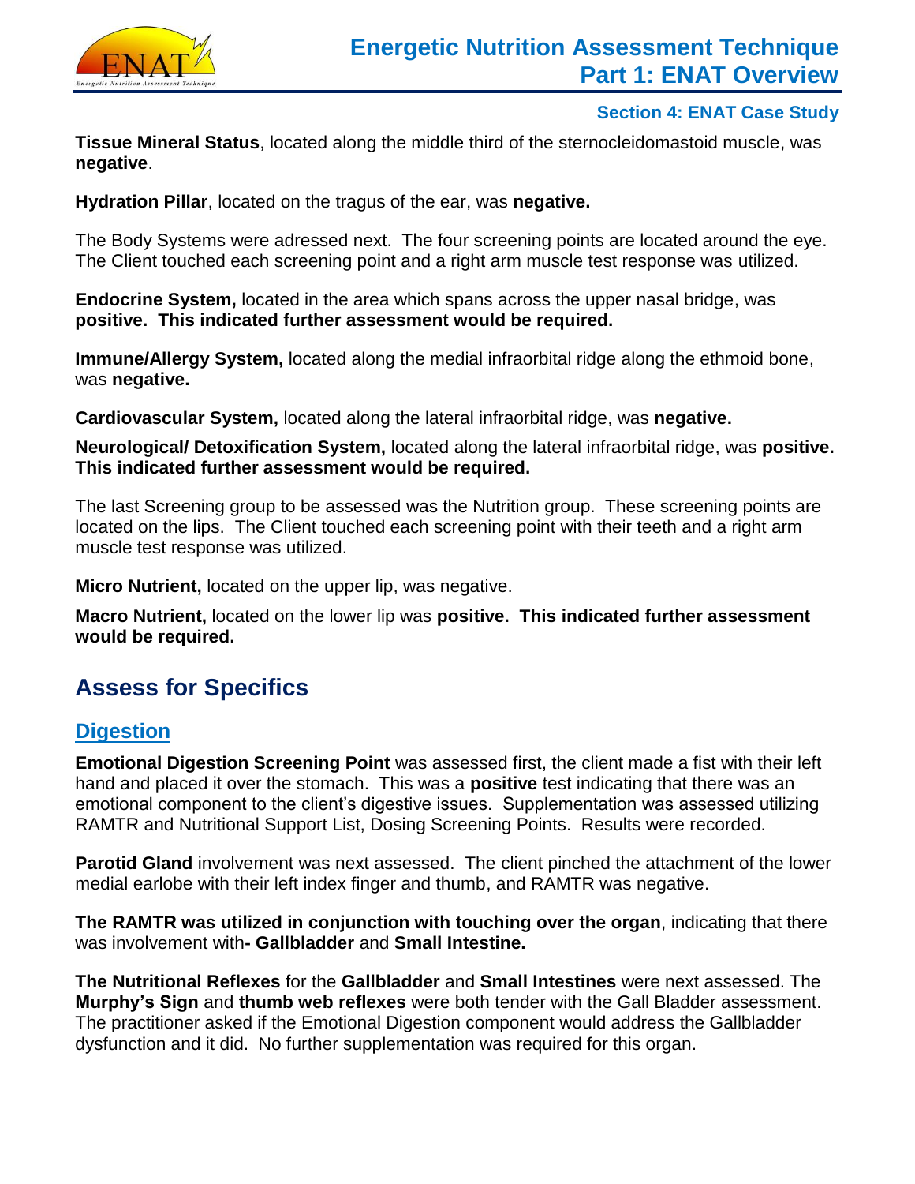**Tissue Mineral Status**, located along the middle third of the sternocleidomastoid muscle, was **negative**.

**Hydration Pillar**, located on the tragus of the ear, was **negative.**

The Body Systems were adressed next. The four screening points are located around the eye. The Client touched each screening point and a right arm muscle test response was utilized.

**Endocrine System,** located in the area which spans across the upper nasal bridge, was **positive. This indicated further assessment would be required.**

**Immune/Allergy System,** located along the medial infraorbital ridge along the ethmoid bone, was **negative.**

**Cardiovascular System,** located along the lateral infraorbital ridge, was **negative.**

**Neurological/ Detoxification System,** located along the lateral infraorbital ridge, was **positive. This indicated further assessment would be required.**

The last Screening group to be assessed was the Nutrition group. These screening points are located on the lips. The Client touched each screening point with their teeth and a right arm muscle test response was utilized.

**Micro Nutrient,** located on the upper lip, was negative.

**Macro Nutrient,** located on the lower lip was **positive. This indicated further assessment would be required.**

## Assess for Specifics

### Digestion

**Emotional Digestion Screening Point** was assessed first, the client made a fist with their left hand and placed it over the stomach. This was a **positive** test indicating that there was an emotional component to the client's digestive issues. Supplementation was assessed utilizing RAMTR and Nutritional Support List, Dosing Screening Points. Results were recorded.

**Parotid Gland** involvement was next assessed. The client pinched the attachment of the lower medial earlobe with their left index finger and thumb, and RAMTR was negative.

**The RAMTR was utilized in conjunction with touching over the organ**, indicating that there was involvement with**- Gallbladder** and **Small Intestine.**

**The Nutritional Reflexes** for the **Gallbladder** and **Small Intestines** were next assessed. The **Murphy's Sign** and **thumb web reflexes** were both tender with the Gall Bladder assessment. The practitioner asked if the Emotional Digestion component would address the Gallbladder dysfunction and it did. No further supplementation was required for this organ.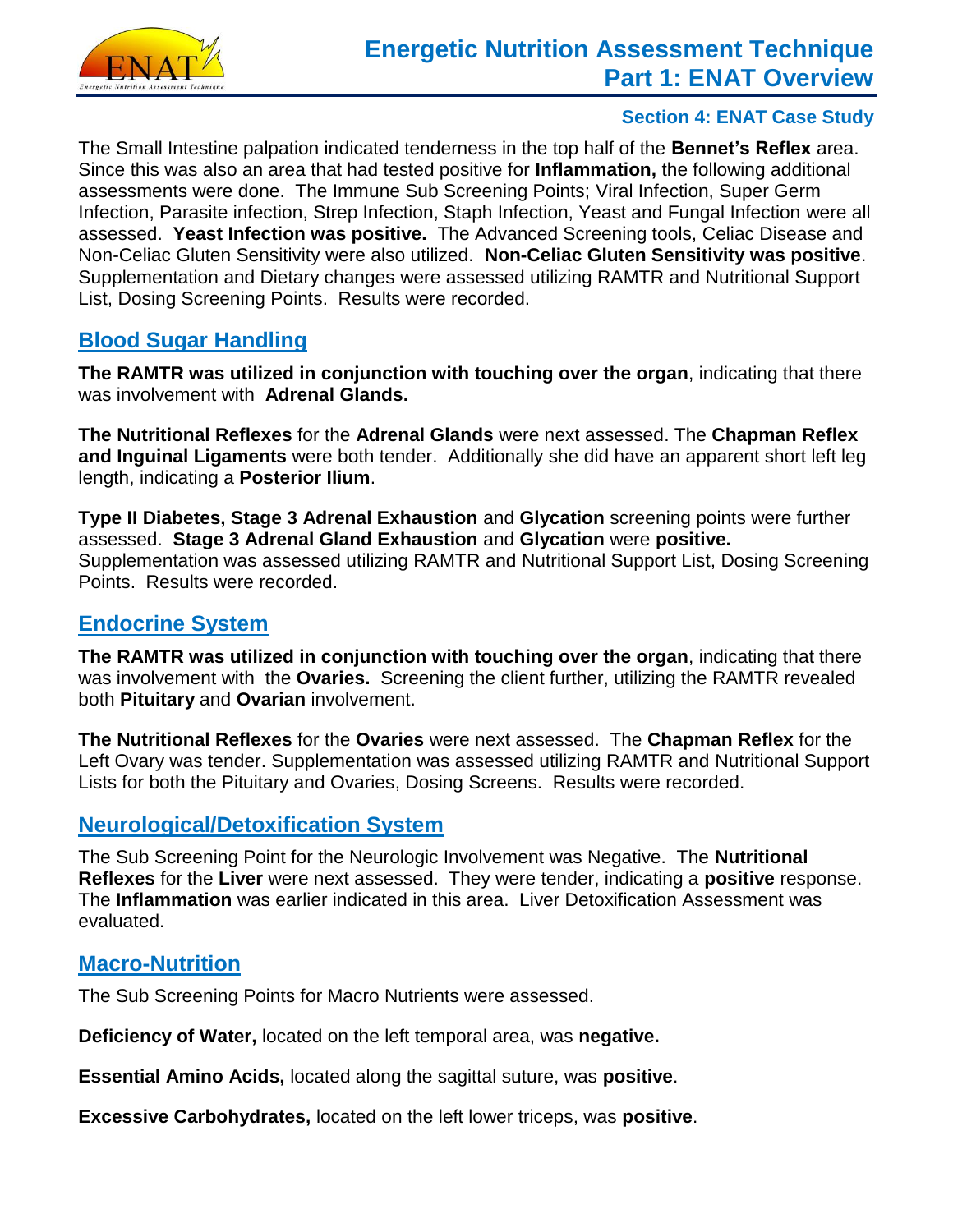The Small Intestine palpation indicated tenderness in the top half of the **Bennet's Reflex** area. Since this was also an area that had tested positive for **Inflammation,** the following additional assessments were done. The Immune Sub Screening Points; Viral Infection, Super Germ Infection, Parasite infection, Strep Infection, Staph Infection, Yeast and Fungal Infection were all assessed. **Yeast Infection was positive.** The Advanced Screening tools, Celiac Disease and Non-Celiac Gluten Sensitivity were also utilized. **Non-Celiac Gluten Sensitivity was positive**. Supplementation and Dietary changes were assessed utilizing RAMTR and Nutritional Support List, Dosing Screening Points. Results were recorded.

## Blood Sugar Handling

**The RAMTR was utilized in conjunction with touching over the organ**, indicating that there was involvement with **Adrenal Glands.**

**The Nutritional Reflexes** for the **Adrenal Glands** were next assessed. The **Chapman Reflex and Inguinal Ligaments** were both tender. Additionally she did have an apparent short left leg length, indicating a **Posterior Ilium**.

**Type II Diabetes, Stage 3 Adrenal Exhaustion** and **Glycation** screening points were further assessed. **Stage 3 Adrenal Gland Exhaustion** and **Glycation** were **positive.** Supplementation was assessed utilizing RAMTR and Nutritional Support List, Dosing Screening Points. Results were recorded.

## Endocrine System

**The RAMTR was utilized in conjunction with touching over the organ**, indicating that there was involvement with the **Ovaries.** Screening the client further, utilizing the RAMTR revealed both **Pituitary** and **Ovarian** involvement.

**The Nutritional Reflexes** for the **Ovaries** were next assessed. The **Chapman Reflex** for the Left Ovary was tender. Supplementation was assessed utilizing RAMTR and Nutritional Support Lists for both the Pituitary and Ovaries, Dosing Screens. Results were recorded.

## Neurological/Detoxification System

The Sub Screening Point for the Neurologic Involvement was Negative. The **Nutritional Reflexes** for the **Liver** were next assessed. They were tender, indicating a **positive** response. The **Inflammation** was earlier indicated in this area. Liver Detoxification Assessment was evaluated.

## Macro-Nutrition

The Sub Screening Points for Macro Nutrients were assessed.

**Deficiency of Water,** located on the left temporal area, was **negative.**

**Essential Amino Acids,** located along the sagittal suture, was **positive**.

**Excessive Carbohydrates,** located on the left lower triceps, was **positive**.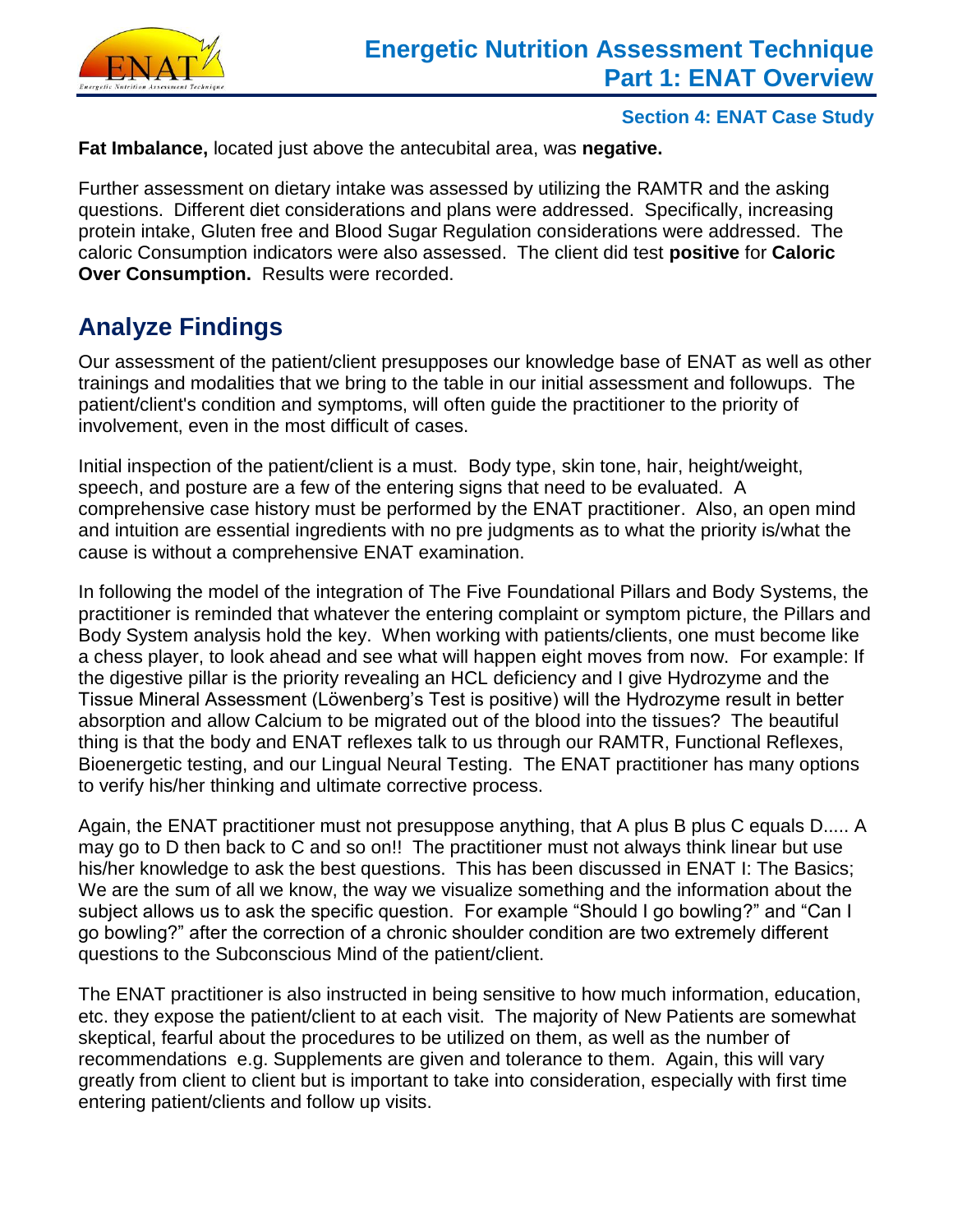**Fat Imbalance,** located just above the antecubital area, was **negative.**

Further assessment on dietary intake was assessed by utilizing the RAMTR and the asking questions. Different diet considerations and plans were addressed. Specifically, increasing protein intake, Gluten free and Blood Sugar Regulation considerations were addressed. The caloric Consumption indicators were also assessed. The client did test **positive** for **Caloric Over Consumption.** Results were recorded.

## Analyze Findings

Our assessment of the patient/client presupposes our knowledge base of ENAT as well as other trainings and modalities that we bring to the table in our initial assessment and followups. The patient/client's condition and symptoms, will often guide the practitioner to the priority of involvement, even in the most difficult of cases.

Initial inspection of the patient/client is a must. Body type, skin tone, hair, height/weight, speech, and posture are a few of the entering signs that need to be evaluated. A comprehensive case history must be performed by the ENAT practitioner. Also, an open mind and intuition are essential ingredients with no pre judgments as to what the priority is/what the cause is without a comprehensive ENAT examination.

In following the model of the integration of The Five Foundational Pillars and Body Systems, the practitioner is reminded that whatever the entering complaint or symptom picture, the Pillars and Body System analysis hold the key. When working with patients/clients, one must become like a chess player, to look ahead and see what will happen eight moves from now. For example: If the digestive pillar is the priority revealing an HCL deficiency and I give Hydrozyme and the Tissue Mineral Assessment (Löwenberg's Test is positive) will the Hydrozyme result in better absorption and allow Calcium to be migrated out of the blood into the tissues? The beautiful thing is that the body and ENAT reflexes talk to us through our RAMTR, Functional Reflexes, Bioenergetic testing, and our Lingual Neural Testing. The ENAT practitioner has many options to verify his/her thinking and ultimate corrective process.

Again, the ENAT practitioner must not presuppose anything, that A plus B plus C equals D..... A may go to D then back to C and so on!! The practitioner must not always think linear but use his/her knowledge to ask the best questions. This has been discussed in ENAT I: The Basics; We are the sum of all we know, the way we visualize something and the information about the subject allows us to ask the specific question. For example "Should I go bowling?" and "Can I go bowling?" after the correction of a chronic shoulder condition are two extremely different questions to the Subconscious Mind of the patient/client.

The ENAT practitioner is also instructed in being sensitive to how much information, education, etc. they expose the patient/client to at each visit. The majority of New Patients are somewhat skeptical, fearful about the procedures to be utilized on them, as well as the number of recommendations e.g. Supplements are given and tolerance to them. Again, this will vary greatly from client to client but is important to take into consideration, especially with first time entering patient/clients and follow up visits.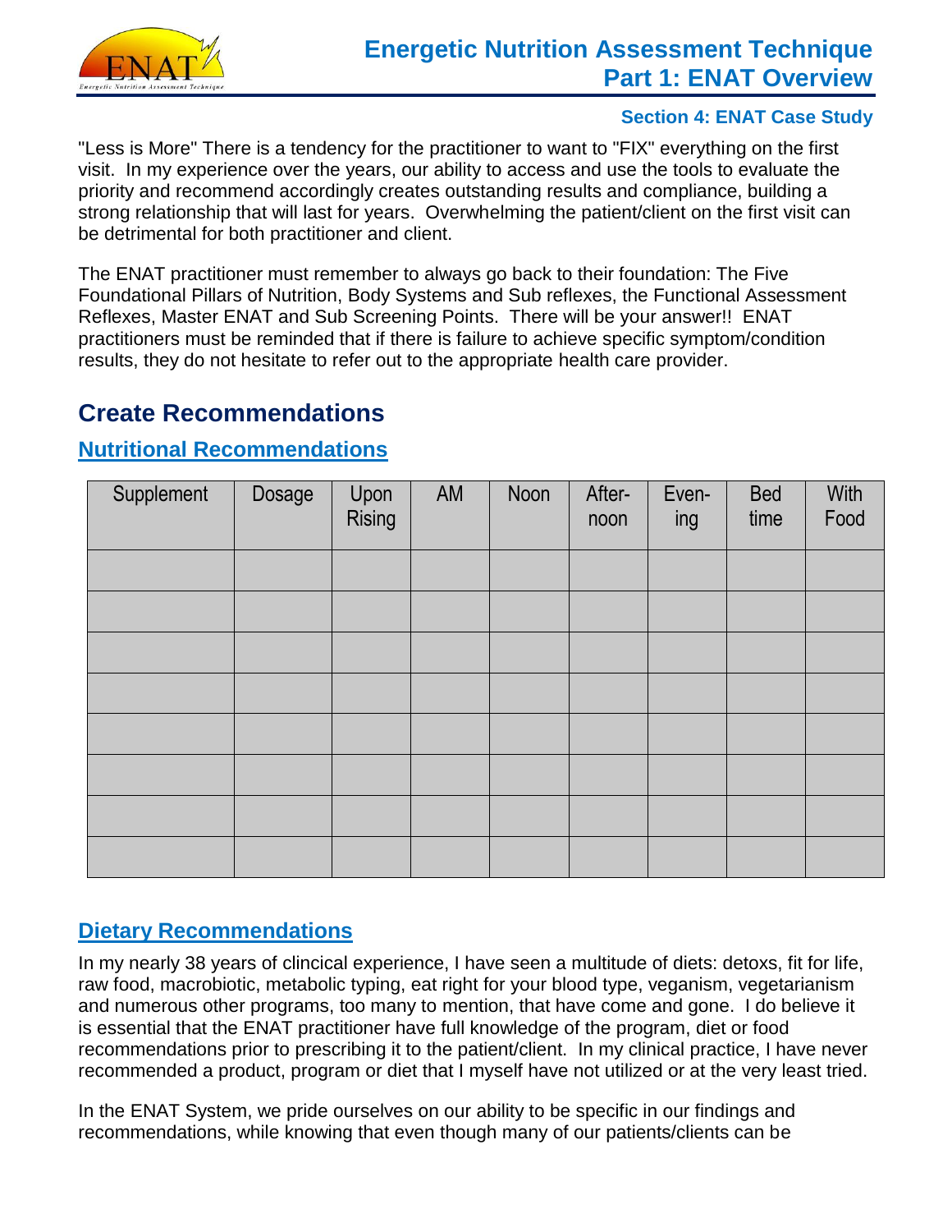"Less is More" There is a tendency for the practitioner to want to "FIX" everything on the first visit. In my experience over the years, our ability to access and use the tools to evaluate the priority and recommend accordingly creates outstanding results and compliance, building a strong relationship that will last for years. Overwhelming the patient/client on the first visit can be detrimental for both practitioner and client.

The ENAT practitioner must remember to always go back to their foundation: The Five Foundational Pillars of Nutrition, Body Systems and Sub reflexes, the Functional Assessment Reflexes, Master ENAT and Sub Screening Points. There will be your answer!! ENAT practitioners must be reminded that if there is failure to achieve specific symptom/condition results, they do not hesitate to refer out to the appropriate health care provider.

## Create Recommendations

### Nutritional Recommendations

| Supplement | Dosage | Upon Rising | AM | Noon | After-noon | Even-ing | Bed time | With Food |
|---|---|---|---|---|---|---|---|---|
| | | | | | | | | |
| | | | | | | | | |
| | | | | | | | | |
| | | | | | | | | |
| | | | | | | | | |
| | | | | | | | | |
| | | | | | | | | |
| | | | | | | | | |

### Dietary Recommendations

In my nearly 38 years of clincical experience, I have seen a multitude of diets: detoxs, fit for life, raw food, macrobiotic, metabolic typing, eat right for your blood type, veganism, vegetarianism and numerous other programs, too many to mention, that have come and gone. I do believe it is essential that the ENAT practitioner have full knowledge of the program, diet or food recommendations prior to prescribing it to the patient/client. In my clinical practice, I have never recommended a product, program or diet that I myself have not utilized or at the very least tried.

In the ENAT System, we pride ourselves on our ability to be specific in our findings and recommendations, while knowing that even though many of our patients/clients can be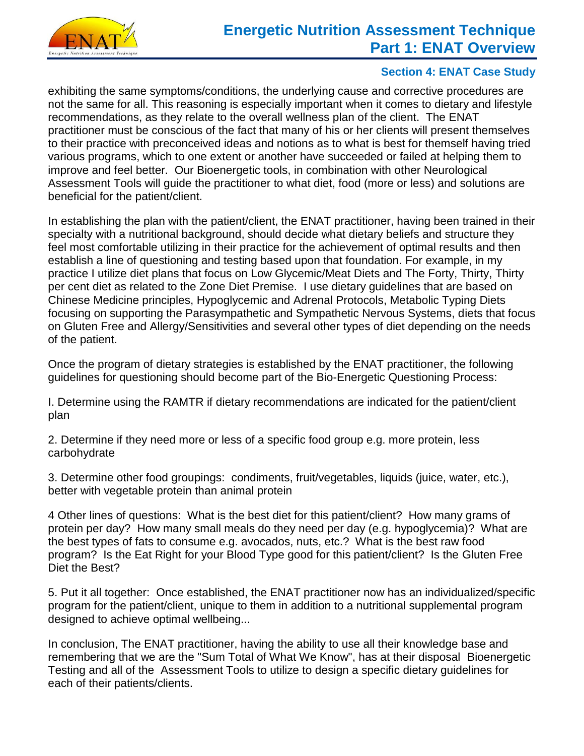exhibiting the same symptoms/conditions, the underlying cause and corrective procedures are not the same for all. This reasoning is especially important when it comes to dietary and lifestyle recommendations, as they relate to the overall wellness plan of the client. The ENAT practitioner must be conscious of the fact that many of his or her clients will present themselves to their practice with preconceived ideas and notions as to what is best for themself having tried various programs, which to one extent or another have succeeded or failed at helping them to improve and feel better. Our Bioenergetic tools, in combination with other Neurological Assessment Tools will guide the practitioner to what diet, food (more or less) and solutions are beneficial for the patient/client.

In establishing the plan with the patient/client, the ENAT practitioner, having been trained in their specialty with a nutritional background, should decide what dietary beliefs and structure they feel most comfortable utilizing in their practice for the achievement of optimal results and then establish a line of questioning and testing based upon that foundation. For example, in my practice I utilize diet plans that focus on Low Glycemic/Meat Diets and The Forty, Thirty, Thirty per cent diet as related to the Zone Diet Premise. I use dietary guidelines that are based on Chinese Medicine principles, Hypoglycemic and Adrenal Protocols, Metabolic Typing Diets focusing on supporting the Parasympathetic and Sympathetic Nervous Systems, diets that focus on Gluten Free and Allergy/Sensitivities and several other types of diet depending on the needs of the patient.

Once the program of dietary strategies is established by the ENAT practitioner, the following guidelines for questioning should become part of the Bio-Energetic Questioning Process:

I. Determine using the RAMTR if dietary recommendations are indicated for the patient/client plan

2. Determine if they need more or less of a specific food group e.g. more protein, less carbohydrate

3. Determine other food groupings: condiments, fruit/vegetables, liquids (juice, water, etc.), better with vegetable protein than animal protein

4 Other lines of questions: What is the best diet for this patient/client? How many grams of protein per day? How many small meals do they need per day (e.g. hypoglycemia)? What are the best types of fats to consume e.g. avocados, nuts, etc.? What is the best raw food program? Is the Eat Right for your Blood Type good for this patient/client? Is the Gluten Free Diet the Best?

5. Put it all together: Once established, the ENAT practitioner now has an individualized/specific program for the patient/client, unique to them in addition to a nutritional supplemental program designed to achieve optimal wellbeing...

In conclusion, The ENAT practitioner, having the ability to use all their knowledge base and remembering that we are the "Sum Total of What We Know", has at their disposal Bioenergetic Testing and all of the Assessment Tools to utilize to design a specific dietary guidelines for each of their patients/clients.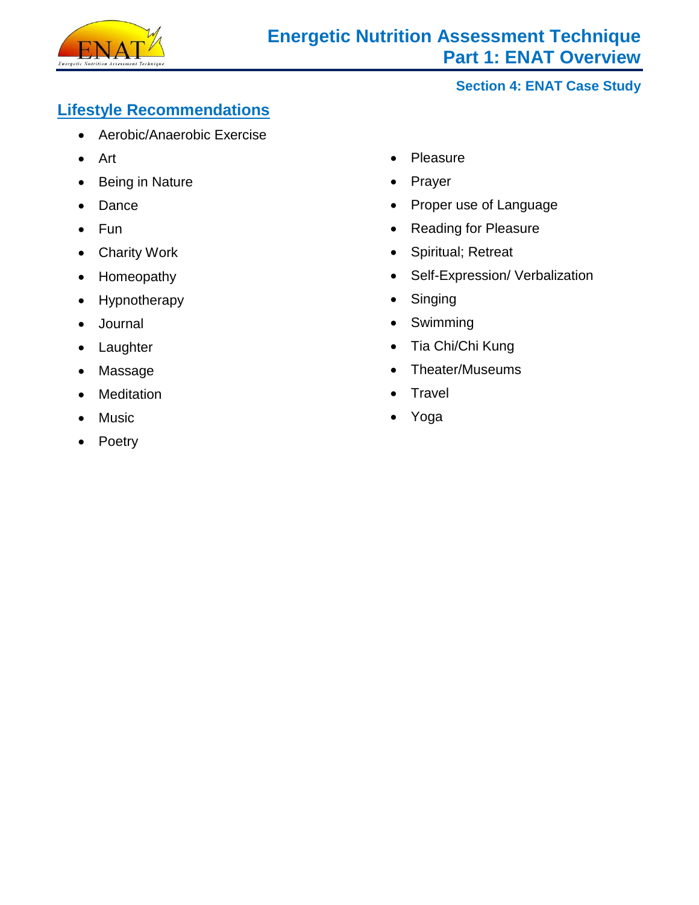## Lifestyle Recommendations

- Aerobic/Anaerobic Exercise
- Art
- Being in Nature
- Dance
- Fun
- Charity Work
- Homeopathy
- Hypnotherapy
- Journal
- Laughter
- Massage
- Meditation
- Music
- Poetry
- Pleasure
- Prayer
- Proper use of Language
- Reading for Pleasure
- Spiritual; Retreat
- Self-Expression/ Verbalization
- Singing
- Swimming
- Tia Chi/Chi Kung
- Theater/Museums
- Travel
- Yoga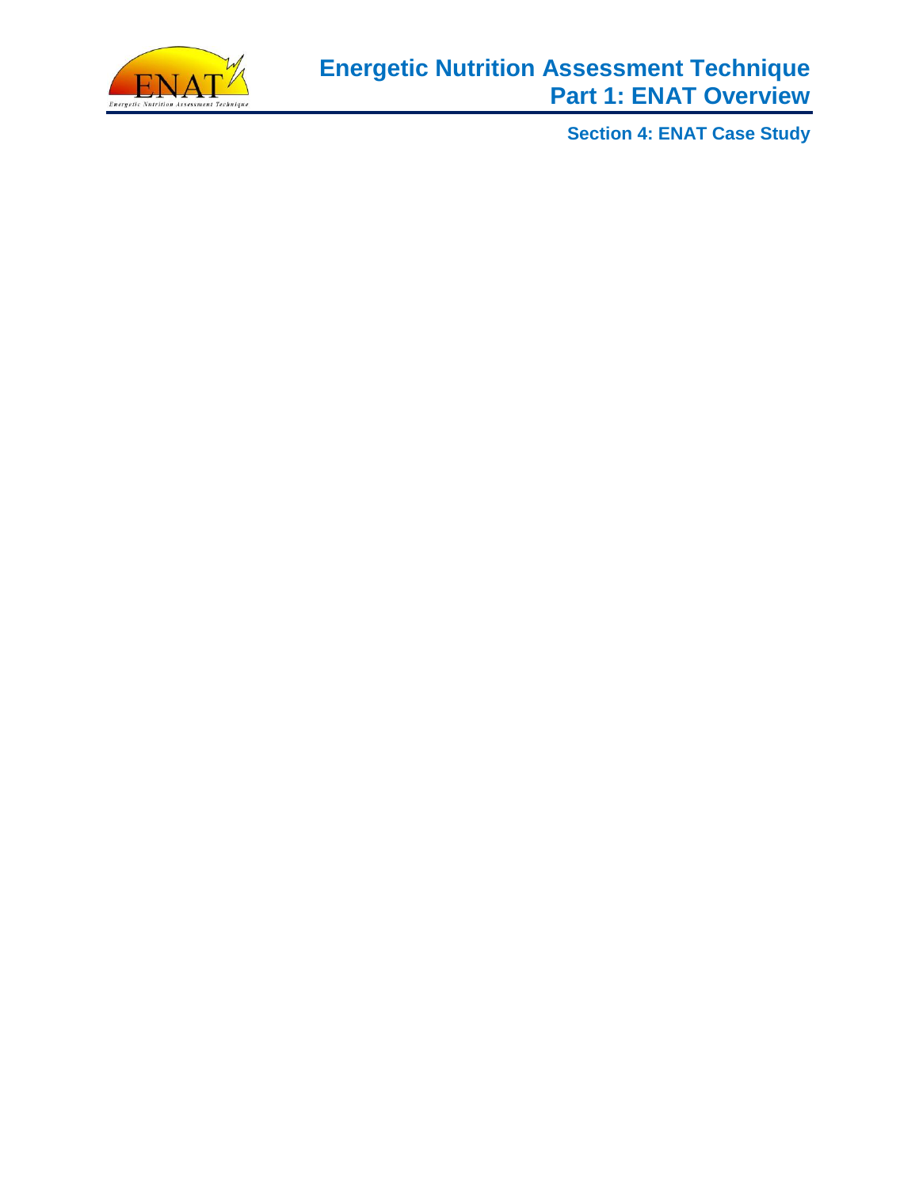## Section 4: ENAT Case Study